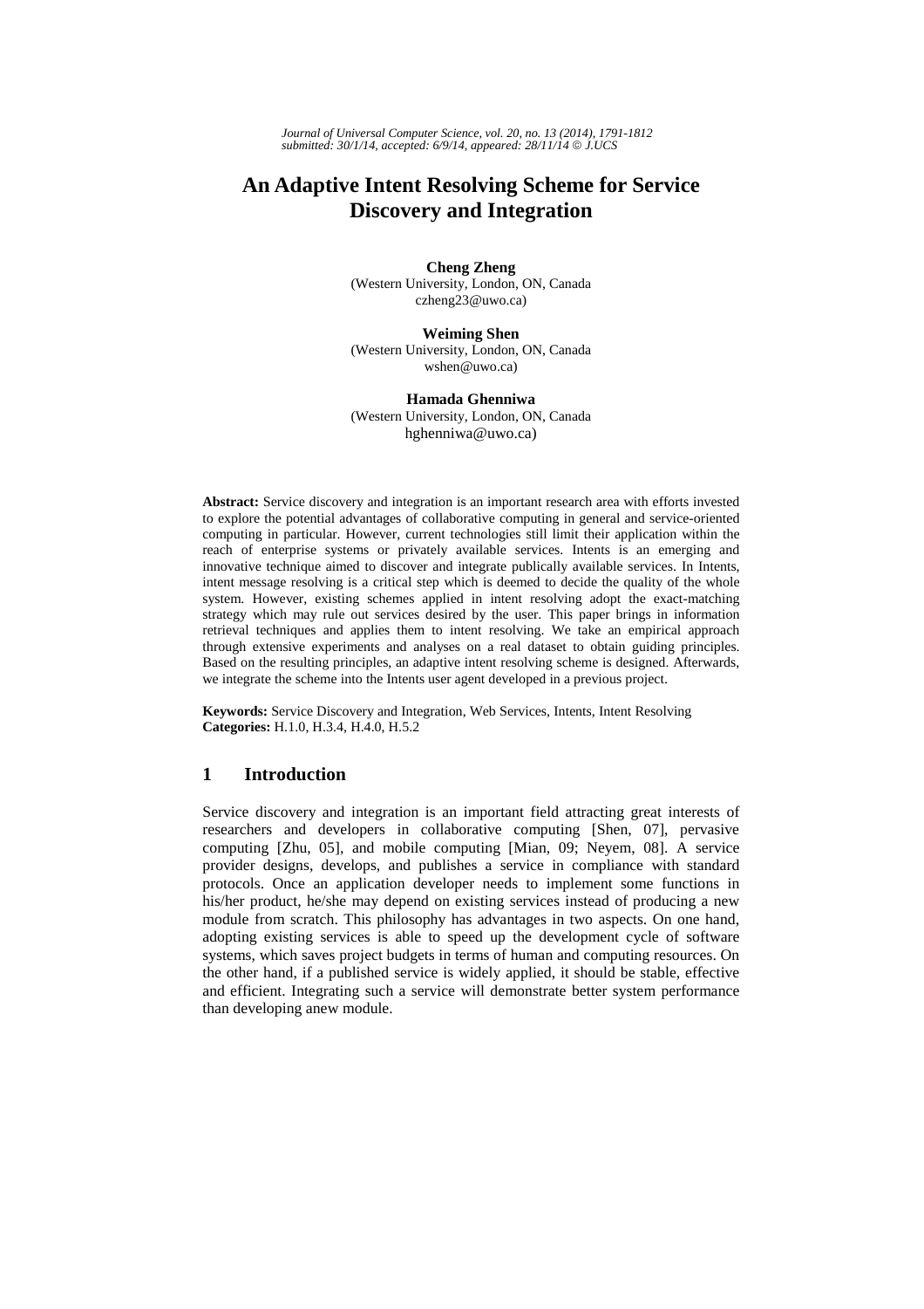# An Adaptive Intent Resolving Scheme for Service Discovery and Integration

**Cheng Zheng**
(Western University, London, ON, Canada
czheng23@uwo.ca)

**Weiming Shen**
(Western University, London, ON, Canada
wshen@uwo.ca)

**Hamada Ghenniwa**
(Western University, London, ON, Canada
hghenniwa@uwo.ca)

**Abstract:** Service discovery and integration is an important research area with efforts invested to explore the potential advantages of collaborative computing in general and service-oriented computing in particular. However, current technologies still limit their application within the reach of enterprise systems or privately available services. Intents is an emerging and innovative technique aimed to discover and integrate publically available services. In Intents, intent message resolving is a critical step which is deemed to decide the quality of the whole system. However, existing schemes applied in intent resolving adopt the exact-matching strategy which may rule out services desired by the user. This paper brings in information retrieval techniques and applies them to intent resolving. We take an empirical approach through extensive experiments and analyses on a real dataset to obtain guiding principles. Based on the resulting principles, an adaptive intent resolving scheme is designed. Afterwards, we integrate the scheme into the Intents user agent developed in a previous project.

**Keywords:** Service Discovery and Integration, Web Services, Intents, Intent Resolving
**Categories:** H.1.0, H.3.4, H.4.0, H.5.2

## 1 Introduction

Service discovery and integration is an important field attracting great interests of researchers and developers in collaborative computing [Shen, 07], pervasive computing [Zhu, 05], and mobile computing [Mian, 09; Neyem, 08]. A service provider designs, develops, and publishes a service in compliance with standard protocols. Once an application developer needs to implement some functions in his/her product, he/she may depend on existing services instead of producing a new module from scratch. This philosophy has advantages in two aspects. On one hand, adopting existing services is able to speed up the development cycle of software systems, which saves project budgets in terms of human and computing resources. On the other hand, if a published service is widely applied, it should be stable, effective and efficient. Integrating such a service will demonstrate better system performance than developing anew module.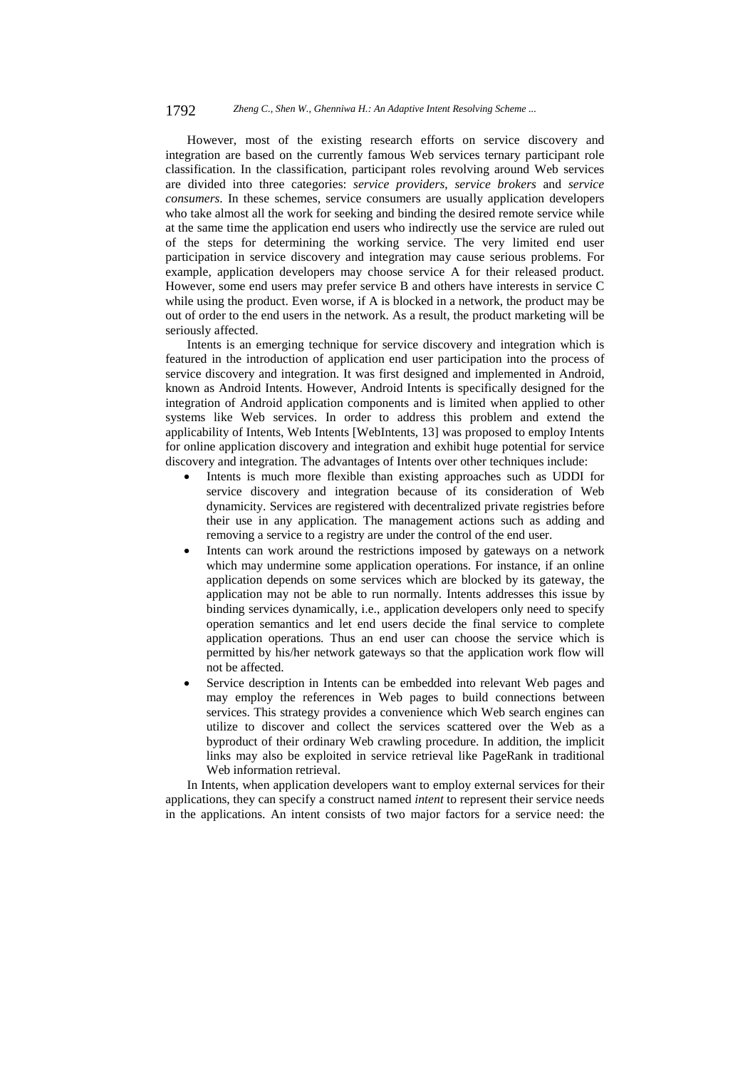However, most of the existing research efforts on service discovery and integration are based on the currently famous Web services ternary participant role classification. In the classification, participant roles revolving around Web services are divided into three categories: *service providers*, *service brokers* and *service consumers*. In these schemes, service consumers are usually application developers who take almost all the work for seeking and binding the desired remote service while at the same time the application end users who indirectly use the service are ruled out of the steps for determining the working service. The very limited end user participation in service discovery and integration may cause serious problems. For example, application developers may choose service A for their released product. However, some end users may prefer service B and others have interests in service C while using the product. Even worse, if A is blocked in a network, the product may be out of order to the end users in the network. As a result, the product marketing will be seriously affected.

Intents is an emerging technique for service discovery and integration which is featured in the introduction of application end user participation into the process of service discovery and integration. It was first designed and implemented in Android, known as Android Intents. However, Android Intents is specifically designed for the integration of Android application components and is limited when applied to other systems like Web services. In order to address this problem and extend the applicability of Intents, Web Intents [WebIntents, 13] was proposed to employ Intents for online application discovery and integration and exhibit huge potential for service discovery and integration. The advantages of Intents over other techniques include:

- Intents is much more flexible than existing approaches such as UDDI for service discovery and integration because of its consideration of Web dynamicity. Services are registered with decentralized private registries before their use in any application. The management actions such as adding and removing a service to a registry are under the control of the end user.
- Intents can work around the restrictions imposed by gateways on a network which may undermine some application operations. For instance, if an online application depends on some services which are blocked by its gateway, the application may not be able to run normally. Intents addresses this issue by binding services dynamically, i.e., application developers only need to specify operation semantics and let end users decide the final service to complete application operations. Thus an end user can choose the service which is permitted by his/her network gateways so that the application work flow will not be affected.
- Service description in Intents can be embedded into relevant Web pages and may employ the references in Web pages to build connections between services. This strategy provides a convenience which Web search engines can utilize to discover and collect the services scattered over the Web as a byproduct of their ordinary Web crawling procedure. In addition, the implicit links may also be exploited in service retrieval like PageRank in traditional Web information retrieval.

In Intents, when application developers want to employ external services for their applications, they can specify a construct named *intent* to represent their service needs in the applications. An intent consists of two major factors for a service need: the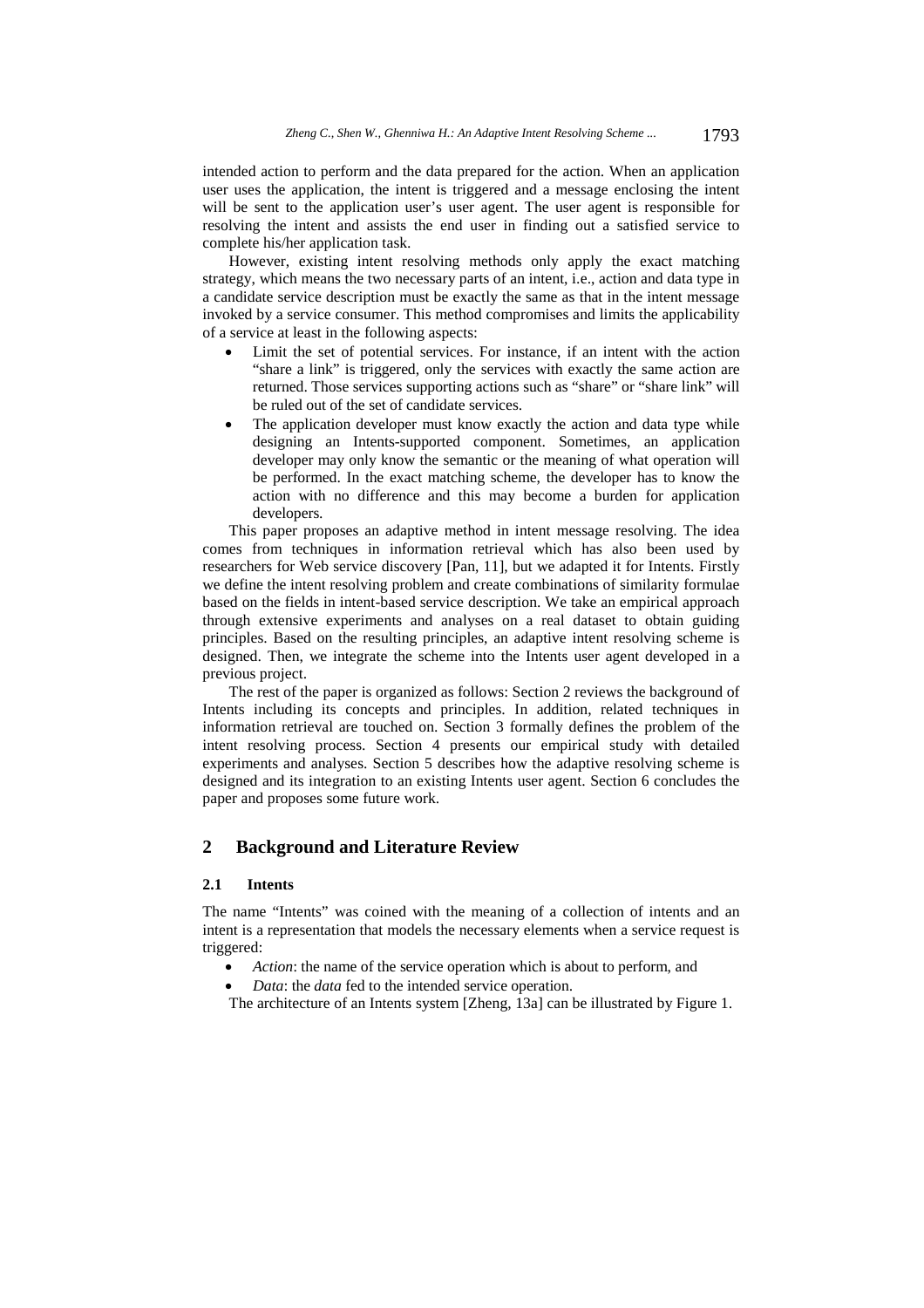intended action to perform and the data prepared for the action. When an application user uses the application, the intent is triggered and a message enclosing the intent will be sent to the application user's user agent. The user agent is responsible for resolving the intent and assists the end user in finding out a satisfied service to complete his/her application task.

However, existing intent resolving methods only apply the exact matching strategy, which means the two necessary parts of an intent, i.e., action and data type in a candidate service description must be exactly the same as that in the intent message invoked by a service consumer. This method compromises and limits the applicability of a service at least in the following aspects:

- Limit the set of potential services. For instance, if an intent with the action "share a link" is triggered, only the services with exactly the same action are returned. Those services supporting actions such as "share" or "share link" will be ruled out of the set of candidate services.
- The application developer must know exactly the action and data type while designing an Intents-supported component. Sometimes, an application developer may only know the semantic or the meaning of what operation will be performed. In the exact matching scheme, the developer has to know the action with no difference and this may become a burden for application developers.

This paper proposes an adaptive method in intent message resolving. The idea comes from techniques in information retrieval which has also been used by researchers for Web service discovery [Pan, 11], but we adapted it for Intents. Firstly we define the intent resolving problem and create combinations of similarity formulae based on the fields in intent-based service description. We take an empirical approach through extensive experiments and analyses on a real dataset to obtain guiding principles. Based on the resulting principles, an adaptive intent resolving scheme is designed. Then, we integrate the scheme into the Intents user agent developed in a previous project.

The rest of the paper is organized as follows: Section 2 reviews the background of Intents including its concepts and principles. In addition, related techniques in information retrieval are touched on. Section 3 formally defines the problem of the intent resolving process. Section 4 presents our empirical study with detailed experiments and analyses. Section 5 describes how the adaptive resolving scheme is designed and its integration to an existing Intents user agent. Section 6 concludes the paper and proposes some future work.

## 2 Background and Literature Review

### 2.1 Intents

The name "Intents" was coined with the meaning of a collection of intents and an intent is a representation that models the necessary elements when a service request is triggered:

- *Action*: the name of the service operation which is about to perform, and
- *Data*: the *data* fed to the intended service operation.

The architecture of an Intents system [Zheng, 13a] can be illustrated by Figure 1.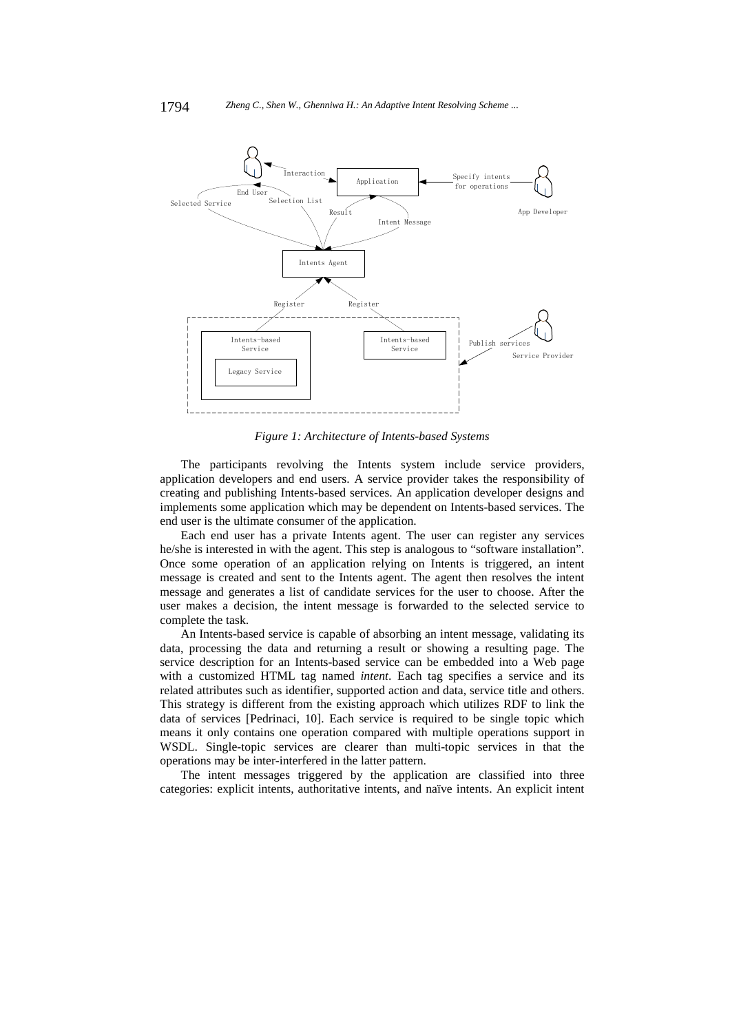*Figure 1: Architecture of Intents-based Systems*

The participants revolving the Intents system include service providers, application developers and end users. A service provider takes the responsibility of creating and publishing Intents-based services. An application developer designs and implements some application which may be dependent on Intents-based services. The end user is the ultimate consumer of the application.

Each end user has a private Intents agent. The user can register any services he/she is interested in with the agent. This step is analogous to "software installation". Once some operation of an application relying on Intents is triggered, an intent message is created and sent to the Intents agent. The agent then resolves the intent message and generates a list of candidate services for the user to choose. After the user makes a decision, the intent message is forwarded to the selected service to complete the task.

An Intents-based service is capable of absorbing an intent message, validating its data, processing the data and returning a result or showing a resulting page. The service description for an Intents-based service can be embedded into a Web page with a customized HTML tag named *intent*. Each tag specifies a service and its related attributes such as identifier, supported action and data, service title and others. This strategy is different from the existing approach which utilizes RDF to link the data of services [Pedrinaci, 10]. Each service is required to be single topic which means it only contains one operation compared with multiple operations support in WSDL. Single-topic services are clearer than multi-topic services in that the operations may be inter-interfered in the latter pattern.

The intent messages triggered by the application are classified into three categories: explicit intents, authoritative intents, and naïve intents. An explicit intent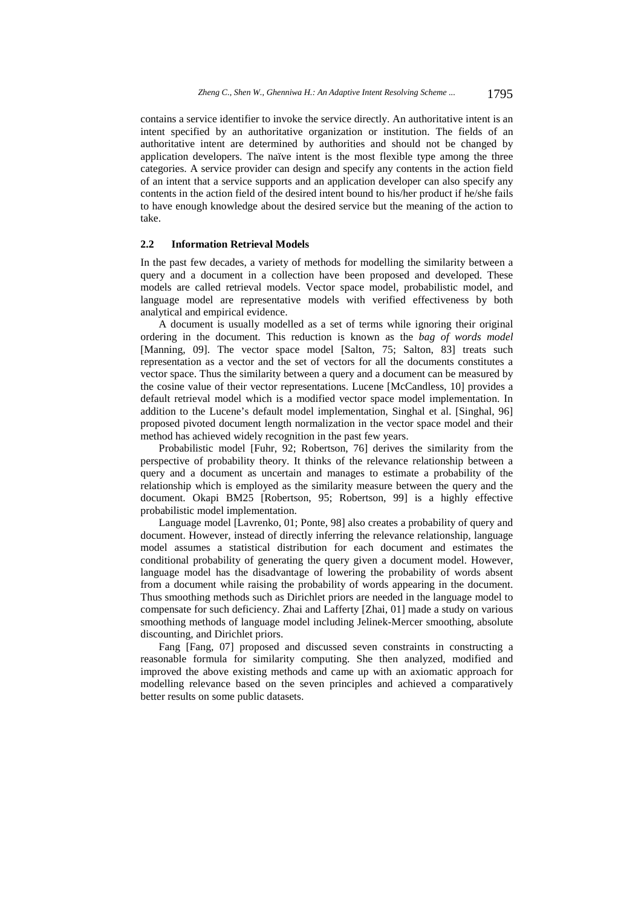contains a service identifier to invoke the service directly. An authoritative intent is an intent specified by an authoritative organization or institution. The fields of an authoritative intent are determined by authorities and should not be changed by application developers. The naïve intent is the most flexible type among the three categories. A service provider can design and specify any contents in the action field of an intent that a service supports and an application developer can also specify any contents in the action field of the desired intent bound to his/her product if he/she fails to have enough knowledge about the desired service but the meaning of the action to take.

### 2.2 Information Retrieval Models

In the past few decades, a variety of methods for modelling the similarity between a query and a document in a collection have been proposed and developed. These models are called retrieval models. Vector space model, probabilistic model, and language model are representative models with verified effectiveness by both analytical and empirical evidence.

A document is usually modelled as a set of terms while ignoring their original ordering in the document. This reduction is known as the *bag of words model* [Manning, 09]. The vector space model [Salton, 75; Salton, 83] treats such representation as a vector and the set of vectors for all the documents constitutes a vector space. Thus the similarity between a query and a document can be measured by the cosine value of their vector representations. Lucene [McCandless, 10] provides a default retrieval model which is a modified vector space model implementation. In addition to the Lucene's default model implementation, Singhal et al. [Singhal, 96] proposed pivoted document length normalization in the vector space model and their method has achieved widely recognition in the past few years.

Probabilistic model [Fuhr, 92; Robertson, 76] derives the similarity from the perspective of probability theory. It thinks of the relevance relationship between a query and a document as uncertain and manages to estimate a probability of the relationship which is employed as the similarity measure between the query and the document. Okapi BM25 [Robertson, 95; Robertson, 99] is a highly effective probabilistic model implementation.

Language model [Lavrenko, 01; Ponte, 98] also creates a probability of query and document. However, instead of directly inferring the relevance relationship, language model assumes a statistical distribution for each document and estimates the conditional probability of generating the query given a document model. However, language model has the disadvantage of lowering the probability of words absent from a document while raising the probability of words appearing in the document. Thus smoothing methods such as Dirichlet priors are needed in the language model to compensate for such deficiency. Zhai and Lafferty [Zhai, 01] made a study on various smoothing methods of language model including Jelinek-Mercer smoothing, absolute discounting, and Dirichlet priors.

Fang [Fang, 07] proposed and discussed seven constraints in constructing a reasonable formula for similarity computing. She then analyzed, modified and improved the above existing methods and came up with an axiomatic approach for modelling relevance based on the seven principles and achieved a comparatively better results on some public datasets.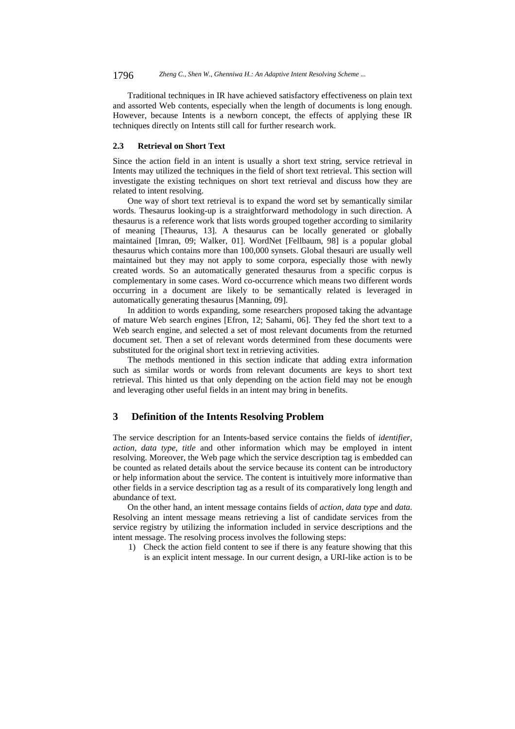Traditional techniques in IR have achieved satisfactory effectiveness on plain text and assorted Web contents, especially when the length of documents is long enough. However, because Intents is a newborn concept, the effects of applying these IR techniques directly on Intents still call for further research work.

### 2.3 Retrieval on Short Text

Since the action field in an intent is usually a short text string, service retrieval in Intents may utilized the techniques in the field of short text retrieval. This section will investigate the existing techniques on short text retrieval and discuss how they are related to intent resolving.

One way of short text retrieval is to expand the word set by semantically similar words. Thesaurus looking-up is a straightforward methodology in such direction. A thesaurus is a reference work that lists words grouped together according to similarity of meaning [Theaurus, 13]. A thesaurus can be locally generated or globally maintained [Imran, 09; Walker, 01]. WordNet [Fellbaum, 98] is a popular global thesaurus which contains more than 100,000 synsets. Global thesauri are usually well maintained but they may not apply to some corpora, especially those with newly created words. So an automatically generated thesaurus from a specific corpus is complementary in some cases. Word co-occurrence which means two different words occurring in a document are likely to be semantically related is leveraged in automatically generating thesaurus [Manning, 09].

In addition to words expanding, some researchers proposed taking the advantage of mature Web search engines [Efron, 12; Sahami, 06]. They fed the short text to a Web search engine, and selected a set of most relevant documents from the returned document set. Then a set of relevant words determined from these documents were substituted for the original short text in retrieving activities.

The methods mentioned in this section indicate that adding extra information such as similar words or words from relevant documents are keys to short text retrieval. This hinted us that only depending on the action field may not be enough and leveraging other useful fields in an intent may bring in benefits.

## 3 Definition of the Intents Resolving Problem

The service description for an Intents-based service contains the fields of *identifier*, *action*, *data type*, *title* and other information which may be employed in intent resolving. Moreover, the Web page which the service description tag is embedded can be counted as related details about the service because its content can be introductory or help information about the service. The content is intuitively more informative than other fields in a service description tag as a result of its comparatively long length and abundance of text.

On the other hand, an intent message contains fields of *action*, *data type* and *data*. Resolving an intent message means retrieving a list of candidate services from the service registry by utilizing the information included in service descriptions and the intent message. The resolving process involves the following steps:

1) Check the action field content to see if there is any feature showing that this is an explicit intent message. In our current design, a URI-like action is to be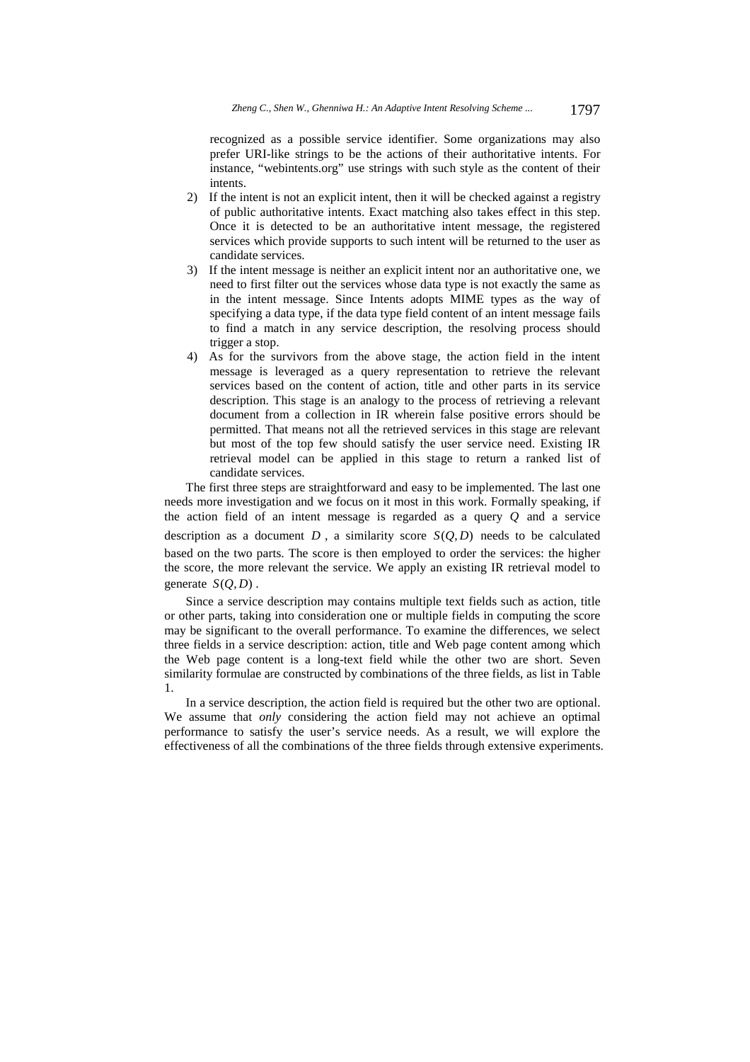recognized as a possible service identifier. Some organizations may also prefer URI-like strings to be the actions of their authoritative intents. For instance, "webintents.org" use strings with such style as the content of their intents.

2) If the intent is not an explicit intent, then it will be checked against a registry of public authoritative intents. Exact matching also takes effect in this step. Once it is detected to be an authoritative intent message, the registered services which provide supports to such intent will be returned to the user as candidate services.

3) If the intent message is neither an explicit intent nor an authoritative one, we need to first filter out the services whose data type is not exactly the same as in the intent message. Since Intents adopts MIME types as the way of specifying a data type, if the data type field content of an intent message fails to find a match in any service description, the resolving process should trigger a stop.

4) As for the survivors from the above stage, the action field in the intent message is leveraged as a query representation to retrieve the relevant services based on the content of action, title and other parts in its service description. This stage is an analogy to the process of retrieving a relevant document from a collection in IR wherein false positive errors should be permitted. That means not all the retrieved services in this stage are relevant but most of the top few should satisfy the user service need. Existing IR retrieval model can be applied in this stage to return a ranked list of candidate services.

The first three steps are straightforward and easy to be implemented. The last one needs more investigation and we focus on it most in this work. Formally speaking, if the action field of an intent message is regarded as a query $Q$ and a service description as a document $D$, a similarity score $S(Q,D)$ needs to be calculated based on the two parts. The score is then employed to order the services: the higher the score, the more relevant the service. We apply an existing IR retrieval model to generate $S(Q,D)$.

Since a service description may contains multiple text fields such as action, title or other parts, taking into consideration one or multiple fields in computing the score may be significant to the overall performance. To examine the differences, we select three fields in a service description: action, title and Web page content among which the Web page content is a long-text field while the other two are short. Seven similarity formulae are constructed by combinations of the three fields, as list in Table 1.

In a service description, the action field is required but the other two are optional. We assume that *only* considering the action field may not achieve an optimal performance to satisfy the user's service needs. As a result, we will explore the effectiveness of all the combinations of the three fields through extensive experiments.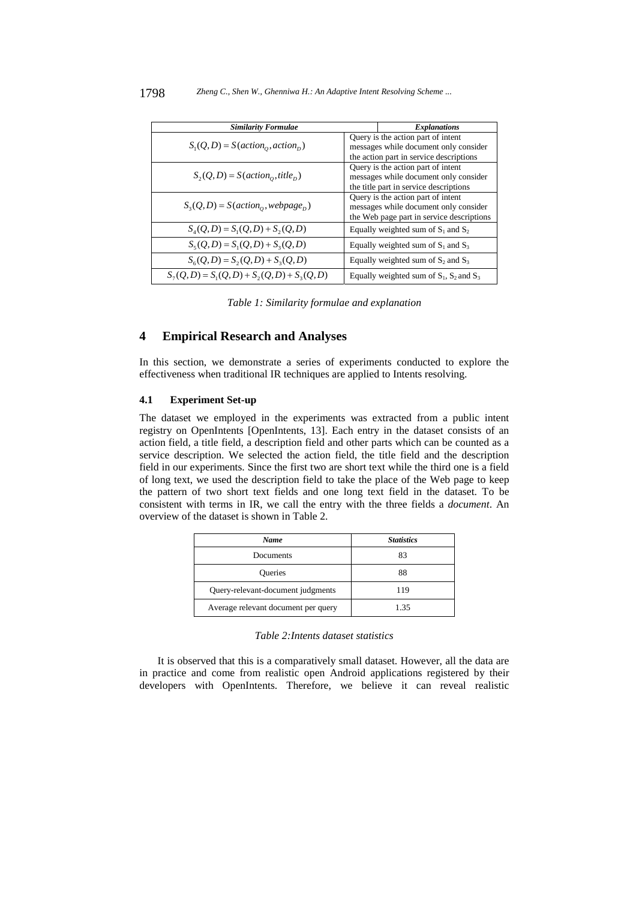| *Similarity Formulae* | *Explanations* |
| --- | --- |
| $S_1(Q,D) = S(action_Q, action_D)$ | Query is the action part of intent messages while document only consider the action part in service descriptions |
| $S_2(Q,D) = S(action_Q, title_D)$ | Query is the action part of intent messages while document only consider the title part in service descriptions |
| $S_3(Q,D) = S(action_Q, webpage_D)$ | Query is the action part of intent messages while document only consider the Web page part in service descriptions |
| $S_4(Q,D) = S_1(Q,D) + S_2(Q,D)$ | Equally weighted sum of $S_1$ and $S_2$ |
| $S_5(Q,D) = S_1(Q,D) + S_3(Q,D)$ | Equally weighted sum of $S_1$ and $S_3$ |
| $S_6(Q,D) = S_2(Q,D) + S_3(Q,D)$ | Equally weighted sum of $S_2$ and $S_3$ |
| $S_7(Q,D) = S_1(Q,D) + S_2(Q,D) + S_3(Q,D)$ | Equally weighted sum of $S_1$, $S_2$ and $S_3$ |

*Table 1: Similarity formulae and explanation*

## 4 Empirical Research and Analyses

In this section, we demonstrate a series of experiments conducted to explore the effectiveness when traditional IR techniques are applied to Intents resolving.

### 4.1 Experiment Set-up

The dataset we employed in the experiments was extracted from a public intent registry on OpenIntents [OpenIntents, 13]. Each entry in the dataset consists of an action field, a title field, a description field and other parts which can be counted as a service description. We selected the action field, the title field and the description field in our experiments. Since the first two are short text while the third one is a field of long text, we used the description field to take the place of the Web page to keep the pattern of two short text fields and one long text field in the dataset. To be consistent with terms in IR, we call the entry with the three fields a *document*. An overview of the dataset is shown in Table 2.

| *Name* | *Statistics* |
| --- | --- |
| Documents | 83 |
| Queries | 88 |
| Query-relevant-document judgments | 119 |
| Average relevant document per query | 1.35 |

*Table 2:Intents dataset statistics*

It is observed that this is a comparatively small dataset. However, all the data are in practice and come from realistic open Android applications registered by their developers with OpenIntents. Therefore, we believe it can reveal realistic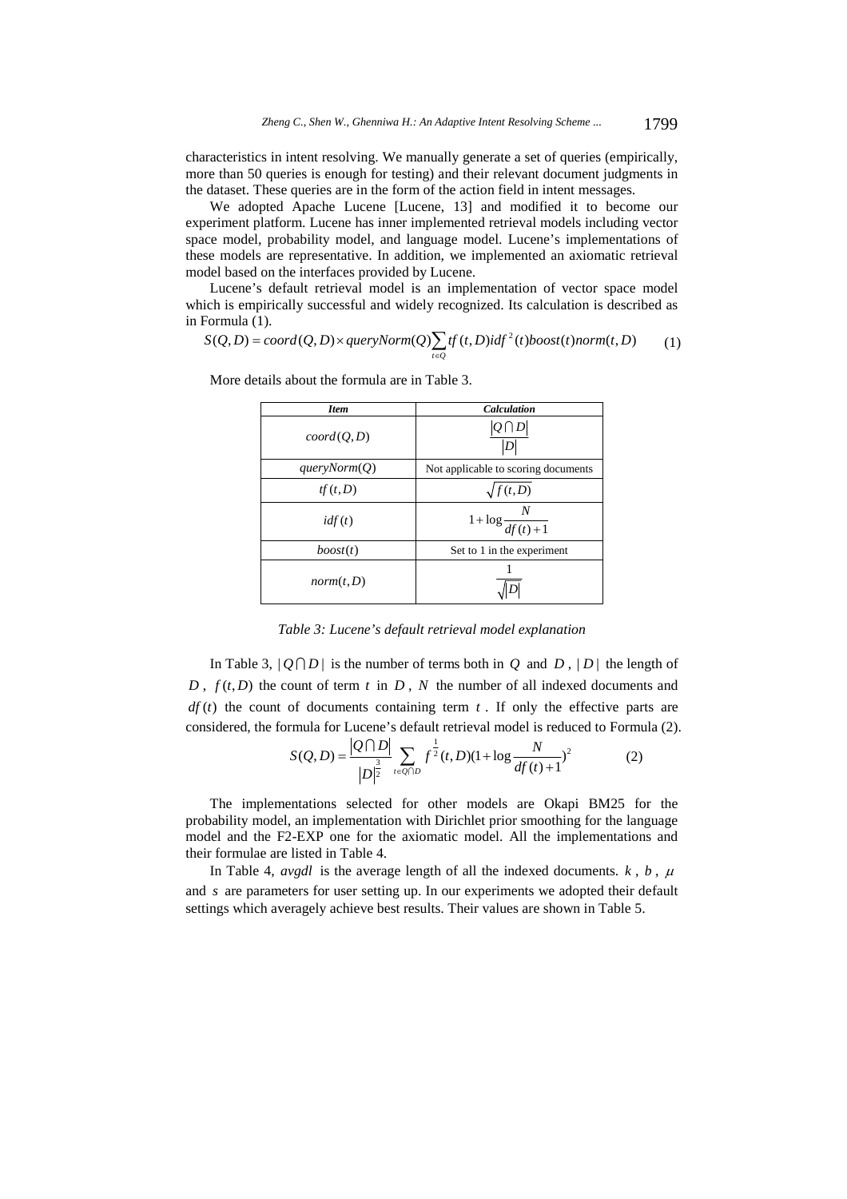characteristics in intent resolving. We manually generate a set of queries (empirically, more than 50 queries is enough for testing) and their relevant document judgments in the dataset. These queries are in the form of the action field in intent messages.

We adopted Apache Lucene [Lucene, 13] and modified it to become our experiment platform. Lucene has inner implemented retrieval models including vector space model, probability model, and language model. Lucene's implementations of these models are representative. In addition, we implemented an axiomatic retrieval model based on the interfaces provided by Lucene.

Lucene's default retrieval model is an implementation of vector space model which is empirically successful and widely recognized. Its calculation is described as in Formula (1).

$$S(Q,D) = coord(Q,D) \times queryNorm(Q) \sum_{t \in Q} tf(t,D) idf^2(t) boost(t) norm(t,D) \tag{1}$$

More details about the formula are in Table 3.

| *Item* | *Calculation* |
|---|---|
| $coord(Q,D)$ | $\frac{\lvert Q \cap D \rvert}{\lvert D \rvert}$ |
| $queryNorm(Q)$ | Not applicable to scoring documents |
| $tf(t,D)$ | $\sqrt{f(t,D)}$ |
| $idf(t)$ | $1 + \log \frac{N}{df(t)+1}$ |
| $boost(t)$ | Set to 1 in the experiment |
| $norm(t,D)$ | $\frac{1}{\sqrt{\lvert D \rvert}}$ |

*Table 3: Lucene's default retrieval model explanation*

In Table 3, $|Q \cap D|$ is the number of terms both in $Q$ and $D$, $|D|$ the length of $D$, $f(t,D)$ the count of term $t$ in $D$, $N$ the number of all indexed documents and $df(t)$ the count of documents containing term $t$. If only the effective parts are considered, the formula for Lucene's default retrieval model is reduced to Formula (2).

$$S(Q,D) = \frac{|Q \cap D|}{|D|^{\frac{3}{2}}} \sum_{t \in Q \cap D} f^{\frac{1}{2}}(t,D)(1 + \log \frac{N}{df(t)+1})^2 \tag{2}$$

The implementations selected for other models are Okapi BM25 for the probability model, an implementation with Dirichlet prior smoothing for the language model and the F2-EXP one for the axiomatic model. All the implementations and their formulae are listed in Table 4.

In Table 4, *avgdl* is the average length of all the indexed documents. $k$, $b$, $\mu$ and $s$ are parameters for user setting up. In our experiments we adopted their default settings which averagely achieve best results. Their values are shown in Table 5.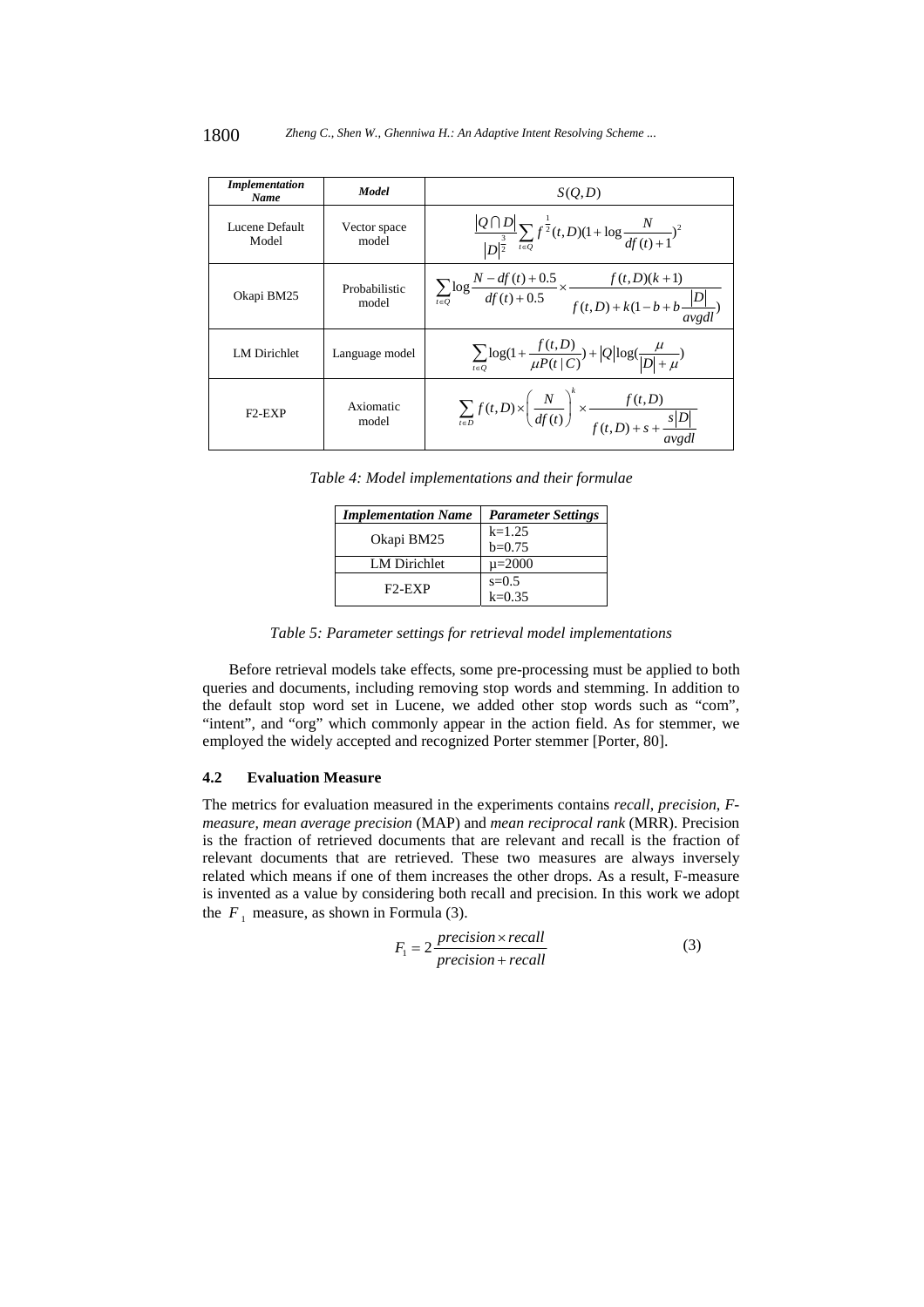| *Implementation Name* | *Model* | $S(Q,D)$ |
|---|---|---|
| Lucene Default Model | Vector space model | $\frac{\lvert Q \cap D \rvert}{\lvert D \rvert^{\frac{3}{2}}} \sum_{t \in Q} f^{\frac{1}{2}}(t,D)(1+\log\frac{N}{df(t)+1})^2$ |
| Okapi BM25 | Probabilistic model | $\sum_{t \in Q} \log\frac{N-df(t)+0.5}{df(t)+0.5} \times \frac{f(t,D)(k+1)}{f(t,D)+k(1-b+b\frac{\lvert D \rvert}{avgdl})}$ |
| LM Dirichlet | Language model | $\sum_{t \in Q} \log(1+\frac{f(t,D)}{\mu P(t \mid C)}) + \lvert Q \rvert \log(\frac{\mu}{\lvert D \rvert + \mu})$ |
| F2-EXP | Axiomatic model | $\sum_{t \in D} f(t,D) \times \left(\frac{N}{df(t)}\right)^k \times \frac{f(t,D)}{f(t,D)+s+\frac{s\lvert D \rvert}{avgdl}}$ |

*Table 4: Model implementations and their formulae*

| *Implementation Name* | *Parameter Settings* |
|---|---|
| Okapi BM25 | k=1.25<br>b=0.75 |
| LM Dirichlet | μ=2000 |
| F2-EXP | s=0.5<br>k=0.35 |

*Table 5: Parameter settings for retrieval model implementations*

Before retrieval models take effects, some pre-processing must be applied to both queries and documents, including removing stop words and stemming. In addition to the default stop word set in Lucene, we added other stop words such as "com", "intent", and "org" which commonly appear in the action field. As for stemmer, we employed the widely accepted and recognized Porter stemmer [Porter, 80].

### 4.2 Evaluation Measure

The metrics for evaluation measured in the experiments contains *recall, precision, F-measure, mean average precision* (MAP) and *mean reciprocal rank* (MRR). Precision is the fraction of retrieved documents that are relevant and recall is the fraction of relevant documents that are retrieved. These two measures are always inversely related which means if one of them increases the other drops. As a result, F-measure is invented as a value by considering both recall and precision. In this work we adopt the $F_1$ measure, as shown in Formula (3).

$$F_1 = 2\frac{precision \times recall}{precision + recall} \tag{3}$$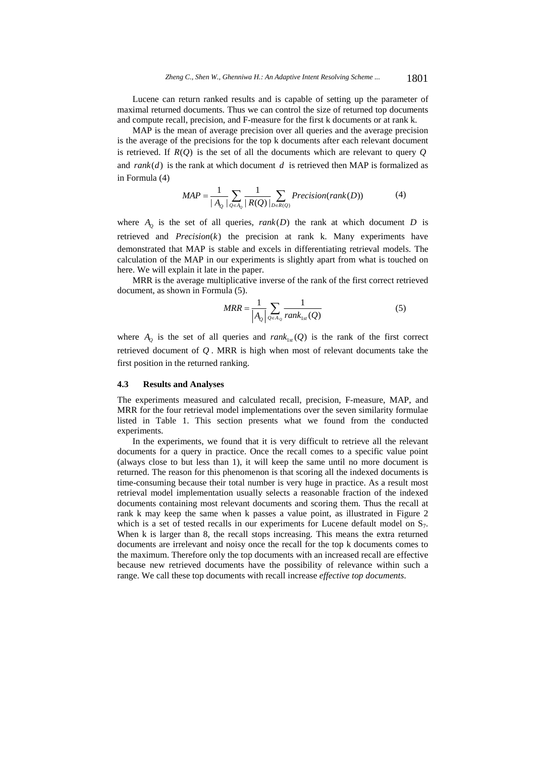Lucene can return ranked results and is capable of setting up the parameter of maximal returned documents. Thus we can control the size of returned top documents and compute recall, precision, and F-measure for the first k documents or at rank k.

MAP is the mean of average precision over all queries and the average precision is the average of the precisions for the top k documents after each relevant document is retrieved. If $R(Q)$ is the set of all the documents which are relevant to query $Q$ and $rank(d)$ is the rank at which document $d$ is retrieved then MAP is formalized as in Formula (4)

$$MAP = \frac{1}{|A_Q|} \sum_{Q \in A_Q} \frac{1}{|R(Q)|} \sum_{D \in R(Q)} Precision(rank(D)) \quad (4)$$

where $A_Q$ is the set of all queries, $rank(D)$ the rank at which document $D$ is retrieved and $Precision(k)$ the precision at rank k. Many experiments have demonstrated that MAP is stable and excels in differentiating retrieval models. The calculation of the MAP in our experiments is slightly apart from what is touched on here. We will explain it late in the paper.

MRR is the average multiplicative inverse of the rank of the first correct retrieved document, as shown in Formula (5).

$$MRR = \frac{1}{|A_Q|} \sum_{Q \in A_Q} \frac{1}{rank_{1st}(Q)} \quad (5)$$

where $A_Q$ is the set of all queries and $rank_{1st}(Q)$ is the rank of the first correct retrieved document of $Q$. MRR is high when most of relevant documents take the first position in the returned ranking.

### 4.3 Results and Analyses

The experiments measured and calculated recall, precision, F-measure, MAP, and MRR for the four retrieval model implementations over the seven similarity formulae listed in Table 1. This section presents what we found from the conducted experiments.

In the experiments, we found that it is very difficult to retrieve all the relevant documents for a query in practice. Once the recall comes to a specific value point (always close to but less than 1), it will keep the same until no more document is returned. The reason for this phenomenon is that scoring all the indexed documents is time-consuming because their total number is very huge in practice. As a result most retrieval model implementation usually selects a reasonable fraction of the indexed documents containing most relevant documents and scoring them. Thus the recall at rank k may keep the same when k passes a value point, as illustrated in Figure 2 which is a set of tested recalls in our experiments for Lucene default model on $S_7$. When k is larger than 8, the recall stops increasing. This means the extra returned documents are irrelevant and noisy once the recall for the top k documents comes to the maximum. Therefore only the top documents with an increased recall are effective because new retrieved documents have the possibility of relevance within such a range. We call these top documents with recall increase *effective top documents*.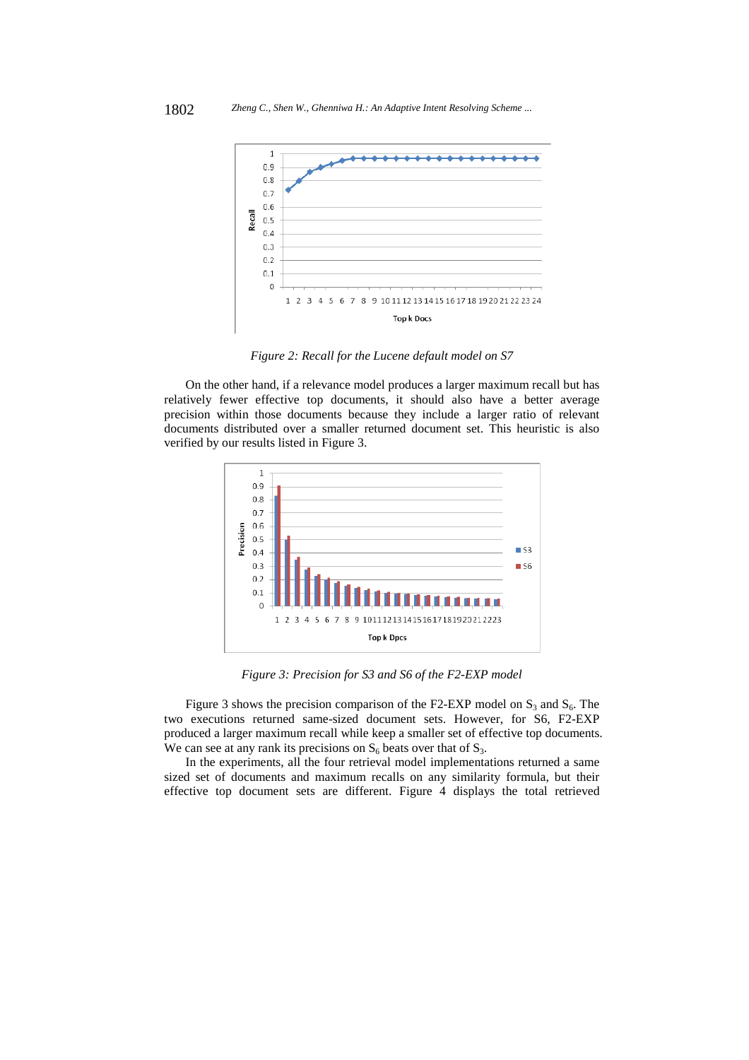*Figure 2: Recall for the Lucene default model on S7*

On the other hand, if a relevance model produces a larger maximum recall but has relatively fewer effective top documents, it should also have a better average precision within those documents because they include a larger ratio of relevant documents distributed over a smaller returned document set. This heuristic is also verified by our results listed in Figure 3.

*Figure 3: Precision for S3 and S6 of the F2-EXP model*

Figure 3 shows the precision comparison of the F2-EXP model on $S_3$ and $S_6$. The two executions returned same-sized document sets. However, for S6, F2-EXP produced a larger maximum recall while keep a smaller set of effective top documents. We can see at any rank its precisions on $S_6$ beats over that of $S_3$.

In the experiments, all the four retrieval model implementations returned a same sized set of documents and maximum recalls on any similarity formula, but their effective top document sets are different. Figure 4 displays the total retrieved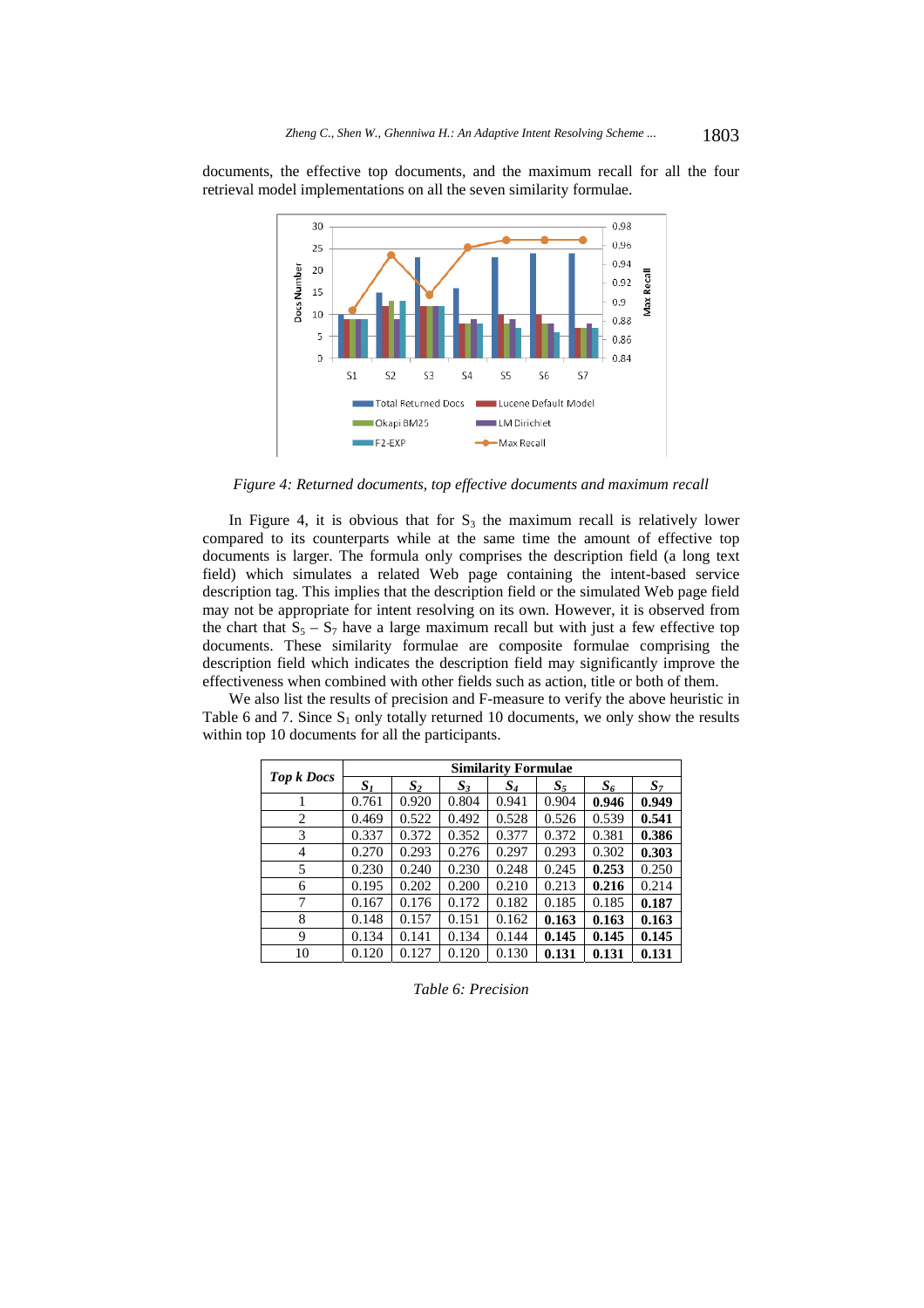documents, the effective top documents, and the maximum recall for all the four retrieval model implementations on all the seven similarity formulae.

*Figure 4: Returned documents, top effective documents and maximum recall*

In Figure 4, it is obvious that for $S_3$ the maximum recall is relatively lower compared to its counterparts while at the same time the amount of effective top documents is larger. The formula only comprises the description field (a long text field) which simulates a related Web page containing the intent-based service description tag. This implies that the description field or the simulated Web page field may not be appropriate for intent resolving on its own. However, it is observed from the chart that $S_5$ – $S_7$ have a large maximum recall but with just a few effective top documents. These similarity formulae are composite formulae comprising the description field which indicates the description field may significantly improve the effectiveness when combined with other fields such as action, title or both of them.

We also list the results of precision and F-measure to verify the above heuristic in Table 6 and 7. Since $S_1$ only totally returned 10 documents, we only show the results within top 10 documents for all the participants.

| *Top k Docs* | Similarity Formulae | | | | | | |
|---|---|---|---|---|---|---|---|
| | $S_1$ | $S_2$ | $S_3$ | $S_4$ | $S_5$ | $S_6$ | $S_7$ |
| 1 | 0.761 | 0.920 | 0.804 | 0.941 | 0.904 | **0.946** | **0.949** |
| 2 | 0.469 | 0.522 | 0.492 | 0.528 | 0.526 | 0.539 | **0.541** |
| 3 | 0.337 | 0.372 | 0.352 | 0.377 | 0.372 | 0.381 | **0.386** |
| 4 | 0.270 | 0.293 | 0.276 | 0.297 | 0.293 | 0.302 | **0.303** |
| 5 | 0.230 | 0.240 | 0.230 | 0.248 | 0.245 | **0.253** | 0.250 |
| 6 | 0.195 | 0.202 | 0.200 | 0.210 | 0.213 | **0.216** | 0.214 |
| 7 | 0.167 | 0.176 | 0.172 | 0.182 | 0.185 | 0.185 | **0.187** |
| 8 | 0.148 | 0.157 | 0.151 | 0.162 | **0.163** | **0.163** | **0.163** |
| 9 | 0.134 | 0.141 | 0.134 | 0.144 | **0.145** | **0.145** | **0.145** |
| 10 | 0.120 | 0.127 | 0.120 | 0.130 | **0.131** | **0.131** | **0.131** |

*Table 6: Precision*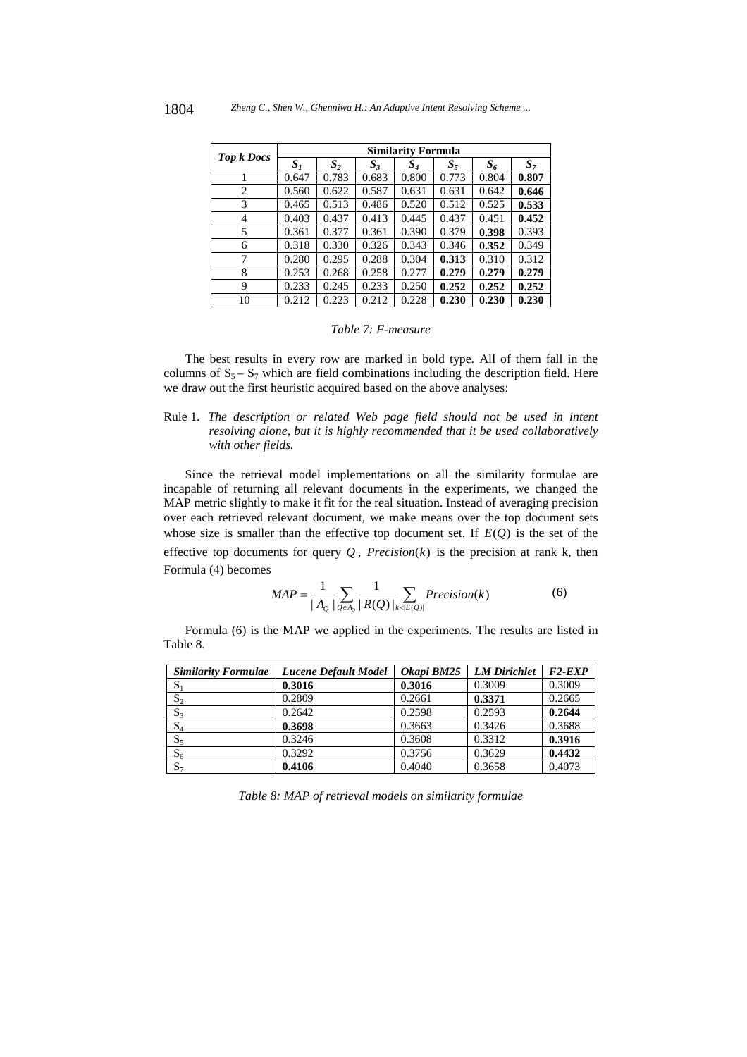| *Top k Docs* | **Similarity Formula** | | | | | | |
|---|---|---|---|---|---|---|---|
| | $S_1$ | $S_2$ | $S_3$ | $S_4$ | $S_5$ | $S_6$ | $S_7$ |
| 1 | 0.647 | 0.783 | 0.683 | 0.800 | 0.773 | 0.804 | **0.807** |
| 2 | 0.560 | 0.622 | 0.587 | 0.631 | 0.631 | 0.642 | **0.646** |
| 3 | 0.465 | 0.513 | 0.486 | 0.520 | 0.512 | 0.525 | **0.533** |
| 4 | 0.403 | 0.437 | 0.413 | 0.445 | 0.437 | 0.451 | **0.452** |
| 5 | 0.361 | 0.377 | 0.361 | 0.390 | 0.379 | **0.398** | 0.393 |
| 6 | 0.318 | 0.330 | 0.326 | 0.343 | 0.346 | **0.352** | 0.349 |
| 7 | 0.280 | 0.295 | 0.288 | 0.304 | **0.313** | 0.310 | 0.312 |
| 8 | 0.253 | 0.268 | 0.258 | 0.277 | **0.279** | **0.279** | **0.279** |
| 9 | 0.233 | 0.245 | 0.233 | 0.250 | **0.252** | **0.252** | **0.252** |
| 10 | 0.212 | 0.223 | 0.212 | 0.228 | **0.230** | **0.230** | **0.230** |

*Table 7: F-measure*

The best results in every row are marked in bold type. All of them fall in the columns of $S_5 - S_7$ which are field combinations including the description field. Here we draw out the first heuristic acquired based on the above analyses:

Rule 1. *The description or related Web page field should not be used in intent resolving alone, but it is highly recommended that it be used collaboratively with other fields.*

Since the retrieval model implementations on all the similarity formulae are incapable of returning all relevant documents in the experiments, we changed the MAP metric slightly to make it fit for the real situation. Instead of averaging precision over each retrieved relevant document, we make means over the top document sets whose size is smaller than the effective top document set. If $E(Q)$ is the set of the effective top documents for query $Q$, $Precision(k)$ is the precision at rank k, then Formula (4) becomes

$$MAP = \frac{1}{|A_Q|} \sum_{Q \in A_Q} \frac{1}{|R(Q)|} \sum_{k < |E(Q)|} Precision(k) \tag{6}$$

Formula (6) is the MAP we applied in the experiments. The results are listed in Table 8.

| *Similarity Formulae* | *Lucene Default Model* | *Okapi BM25* | *LM Dirichlet* | *F2-EXP* |
|---|---|---|---|---|
| $S_1$ | **0.3016** | **0.3016** | 0.3009 | 0.3009 |
| $S_2$ | 0.2809 | 0.2661 | **0.3371** | 0.2665 |
| $S_3$ | 0.2642 | 0.2598 | 0.2593 | **0.2644** |
| $S_4$ | **0.3698** | 0.3663 | 0.3426 | 0.3688 |
| $S_5$ | 0.3246 | 0.3608 | 0.3312 | **0.3916** |
| $S_6$ | 0.3292 | 0.3756 | 0.3629 | **0.4432** |
| $S_7$ | **0.4106** | 0.4040 | 0.3658 | 0.4073 |

*Table 8: MAP of retrieval models on similarity formulae*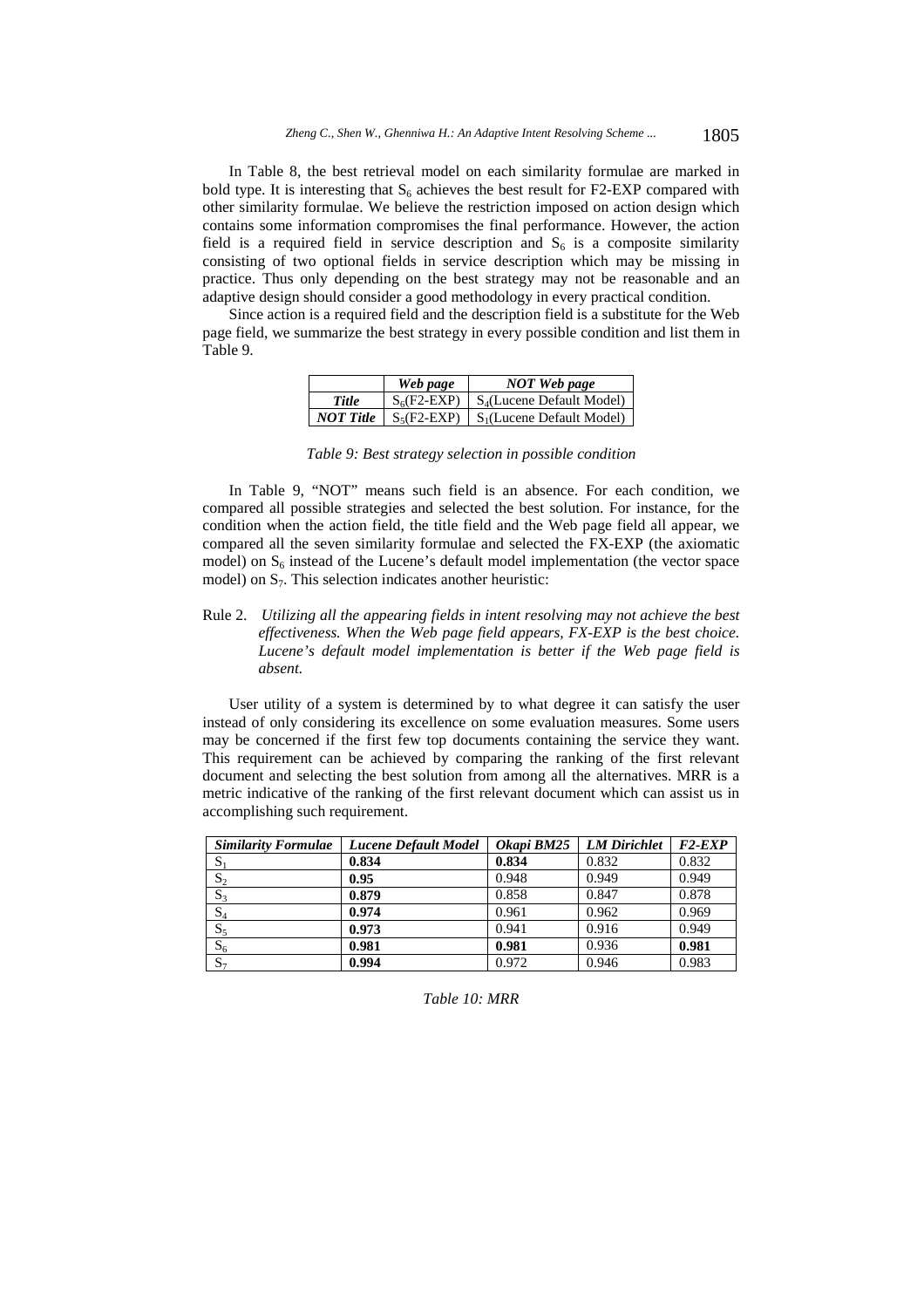In Table 8, the best retrieval model on each similarity formulae are marked in bold type. It is interesting that $S_6$ achieves the best result for F2-EXP compared with other similarity formulae. We believe the restriction imposed on action design which contains some information compromises the final performance. However, the action field is a required field in service description and $S_6$ is a composite similarity consisting of two optional fields in service description which may be missing in practice. Thus only depending on the best strategy may not be reasonable and an adaptive design should consider a good methodology in every practical condition.

Since action is a required field and the description field is a substitute for the Web page field, we summarize the best strategy in every possible condition and list them in Table 9.

| | *Web page* | *NOT Web page* |
|---|---|---|
| ***Title*** | $S_6$(F2-EXP) | $S_4$(Lucene Default Model) |
| ***NOT Title*** | $S_5$(F2-EXP) | $S_1$(Lucene Default Model) |

*Table 9: Best strategy selection in possible condition*

In Table 9, "NOT" means such field is an absence. For each condition, we compared all possible strategies and selected the best solution. For instance, for the condition when the action field, the title field and the Web page field all appear, we compared all the seven similarity formulae and selected the FX-EXP (the axiomatic model) on $S_6$ instead of the Lucene's default model implementation (the vector space model) on $S_7$. This selection indicates another heuristic:

Rule 2. *Utilizing all the appearing fields in intent resolving may not achieve the best effectiveness. When the Web page field appears, FX-EXP is the best choice. Lucene's default model implementation is better if the Web page field is absent.*

User utility of a system is determined by to what degree it can satisfy the user instead of only considering its excellence on some evaluation measures. Some users may be concerned if the first few top documents containing the service they want. This requirement can be achieved by comparing the ranking of the first relevant document and selecting the best solution from among all the alternatives. MRR is a metric indicative of the ranking of the first relevant document which can assist us in accomplishing such requirement.

| *Similarity Formulae* | *Lucene Default Model* | *Okapi BM25* | *LM Dirichlet* | *F2-EXP* |
|---|---|---|---|---|
| $S_1$ | **0.834** | **0.834** | 0.832 | 0.832 |
| $S_2$ | **0.95** | 0.948 | 0.949 | 0.949 |
| $S_3$ | **0.879** | 0.858 | 0.847 | 0.878 |
| $S_4$ | **0.974** | 0.961 | 0.962 | 0.969 |
| $S_5$ | **0.973** | 0.941 | 0.916 | 0.949 |
| $S_6$ | **0.981** | **0.981** | 0.936 | **0.981** |
| $S_7$ | **0.994** | 0.972 | 0.946 | 0.983 |

*Table 10: MRR*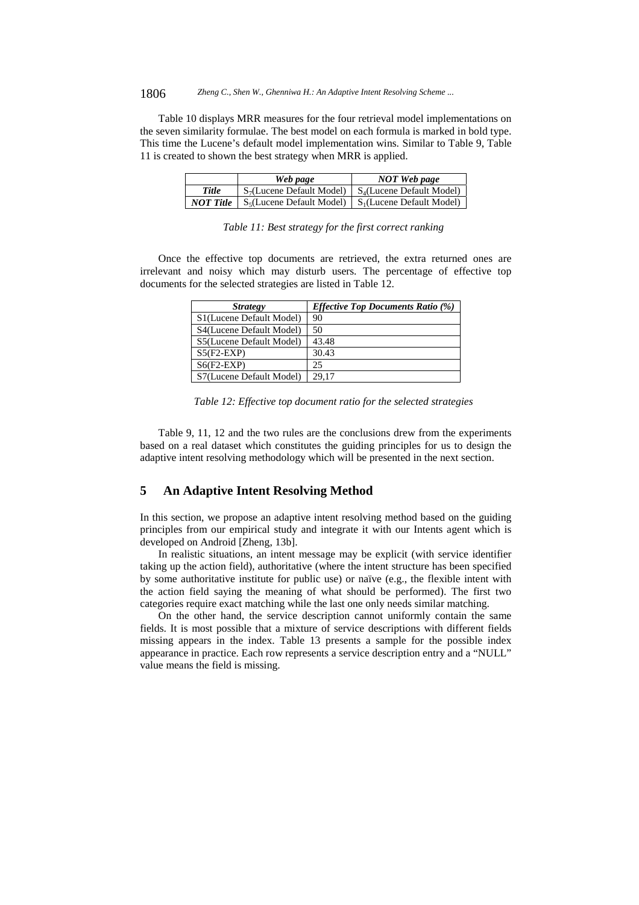Table 10 displays MRR measures for the four retrieval model implementations on the seven similarity formulae. The best model on each formula is marked in bold type. This time the Lucene's default model implementation wins. Similar to Table 9, Table 11 is created to shown the best strategy when MRR is applied.

| | ***Web page*** | ***NOT Web page*** |
|---|---|---|
| ***Title*** | $S_7$(Lucene Default Model) | $S_4$(Lucene Default Model) |
| ***NOT Title*** | $S_5$(Lucene Default Model) | $S_1$(Lucene Default Model) |

*Table 11: Best strategy for the first correct ranking*

Once the effective top documents are retrieved, the extra returned ones are irrelevant and noisy which may disturb users. The percentage of effective top documents for the selected strategies are listed in Table 12.

| ***Strategy*** | ***Effective Top Documents Ratio (%)*** |
|---|---|
| S1(Lucene Default Model) | 90 |
| S4(Lucene Default Model) | 50 |
| S5(Lucene Default Model) | 43.48 |
| S5(F2-EXP) | 30.43 |
| S6(F2-EXP) | 25 |
| S7(Lucene Default Model) | 29,17 |

*Table 12: Effective top document ratio for the selected strategies*

Table 9, 11, 12 and the two rules are the conclusions drew from the experiments based on a real dataset which constitutes the guiding principles for us to design the adaptive intent resolving methodology which will be presented in the next section.

## 5 An Adaptive Intent Resolving Method

In this section, we propose an adaptive intent resolving method based on the guiding principles from our empirical study and integrate it with our Intents agent which is developed on Android [Zheng, 13b].

In realistic situations, an intent message may be explicit (with service identifier taking up the action field), authoritative (where the intent structure has been specified by some authoritative institute for public use) or naïve (e.g., the flexible intent with the action field saying the meaning of what should be performed). The first two categories require exact matching while the last one only needs similar matching.

On the other hand, the service description cannot uniformly contain the same fields. It is most possible that a mixture of service descriptions with different fields missing appears in the index. Table 13 presents a sample for the possible index appearance in practice. Each row represents a service description entry and a "NULL" value means the field is missing.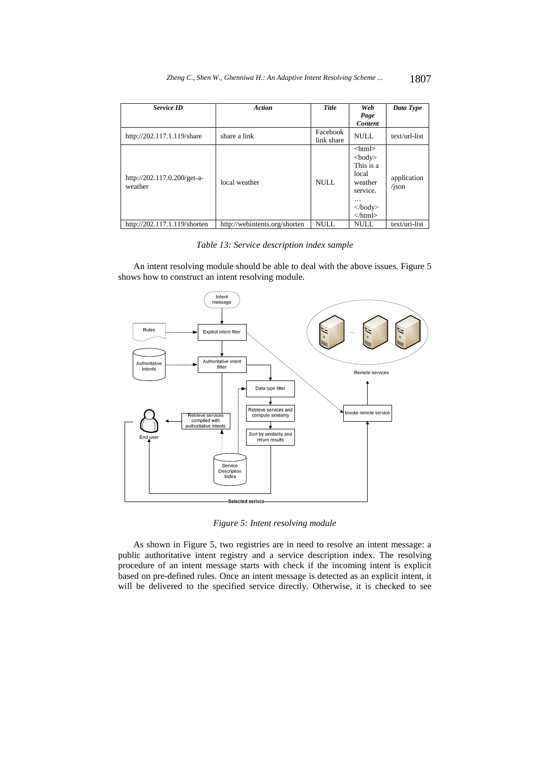| *Service ID* | *Action* | *Title* | *Web Page Content* | *Data Type* |
|---|---|---|---|---|
| http://202.117.1.119/share | share a link | Facebook link share | NULL | text/url-list |
| http://202.117.0.200/get-a-weather | local weather | NULL | <html> <body> This is a local weather service. … </body> </html> | application /json |
| http://202.117.1.119/shorten | http://webintents.org/shorten | NULL | NULL | text/uri-list |

*Table 13: Service description index sample*

An intent resolving module should be able to deal with the above issues. Figure 5 shows how to construct an intent resolving module.

*Figure 5: Intent resolving module*

As shown in Figure 5, two registries are in need to resolve an intent message: a public authoritative intent registry and a service description index. The resolving procedure of an intent message starts with check if the incoming intent is explicit based on pre-defined rules. Once an intent message is detected as an explicit intent, it will be delivered to the specified service directly. Otherwise, it is checked to see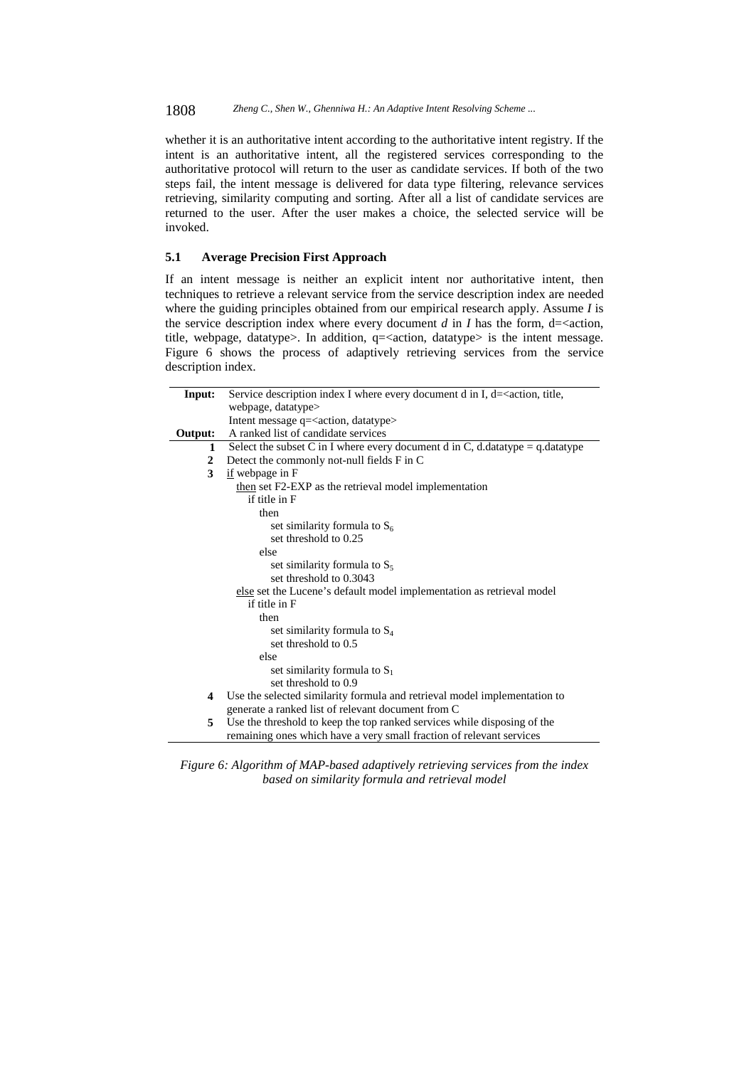whether it is an authoritative intent according to the authoritative intent registry. If the intent is an authoritative intent, all the registered services corresponding to the authoritative protocol will return to the user as candidate services. If both of the two steps fail, the intent message is delivered for data type filtering, relevance services retrieving, similarity computing and sorting. After all a list of candidate services are returned to the user. After the user makes a choice, the selected service will be invoked.

### 5.1 Average Precision First Approach

If an intent message is neither an explicit intent nor authoritative intent, then techniques to retrieve a relevant service from the service description index are needed where the guiding principles obtained from our empirical research apply. Assume *I* is the service description index where every document *d* in *I* has the form, d=<action, title, webpage, datatype>. In addition, q=<action, datatype> is the intent message. Figure 6 shows the process of adaptively retrieving services from the service description index.

| | |
|---|---|
| **Input:** | Service description index I where every document d in I, d=<action, title, webpage, datatype><br>Intent message q=<action, datatype> |
| **Output:** | A ranked list of candidate services |
| **1** | Select the subset C in I where every document d in C, d.datatype = q.datatype |
| **2** | Detect the commonly not-null fields F in C |
| **3** | <u>if</u> webpage in F<br>&nbsp;&nbsp;<u>then</u> set F2-EXP as the retrieval model implementation<br>&nbsp;&nbsp;&nbsp;&nbsp;if title in F<br>&nbsp;&nbsp;&nbsp;&nbsp;&nbsp;&nbsp;then<br>&nbsp;&nbsp;&nbsp;&nbsp;&nbsp;&nbsp;&nbsp;&nbsp;set similarity formula to $S_6$<br>&nbsp;&nbsp;&nbsp;&nbsp;&nbsp;&nbsp;&nbsp;&nbsp;set threshold to 0.25<br>&nbsp;&nbsp;&nbsp;&nbsp;&nbsp;&nbsp;else<br>&nbsp;&nbsp;&nbsp;&nbsp;&nbsp;&nbsp;&nbsp;&nbsp;set similarity formula to $S_5$<br>&nbsp;&nbsp;&nbsp;&nbsp;&nbsp;&nbsp;&nbsp;&nbsp;set threshold to 0.3043<br>&nbsp;&nbsp;<u>else</u> set the Lucene's default model implementation as retrieval model<br>&nbsp;&nbsp;&nbsp;&nbsp;if title in F<br>&nbsp;&nbsp;&nbsp;&nbsp;&nbsp;&nbsp;then<br>&nbsp;&nbsp;&nbsp;&nbsp;&nbsp;&nbsp;&nbsp;&nbsp;set similarity formula to $S_4$<br>&nbsp;&nbsp;&nbsp;&nbsp;&nbsp;&nbsp;&nbsp;&nbsp;set threshold to 0.5<br>&nbsp;&nbsp;&nbsp;&nbsp;&nbsp;&nbsp;else<br>&nbsp;&nbsp;&nbsp;&nbsp;&nbsp;&nbsp;&nbsp;&nbsp;set similarity formula to $S_1$<br>&nbsp;&nbsp;&nbsp;&nbsp;&nbsp;&nbsp;&nbsp;&nbsp;set threshold to 0.9 |
| **4** | Use the selected similarity formula and retrieval model implementation to generate a ranked list of relevant document from C |
| **5** | Use the threshold to keep the top ranked services while disposing of the remaining ones which have a very small fraction of relevant services |

*Figure 6: Algorithm of MAP-based adaptively retrieving services from the index based on similarity formula and retrieval model*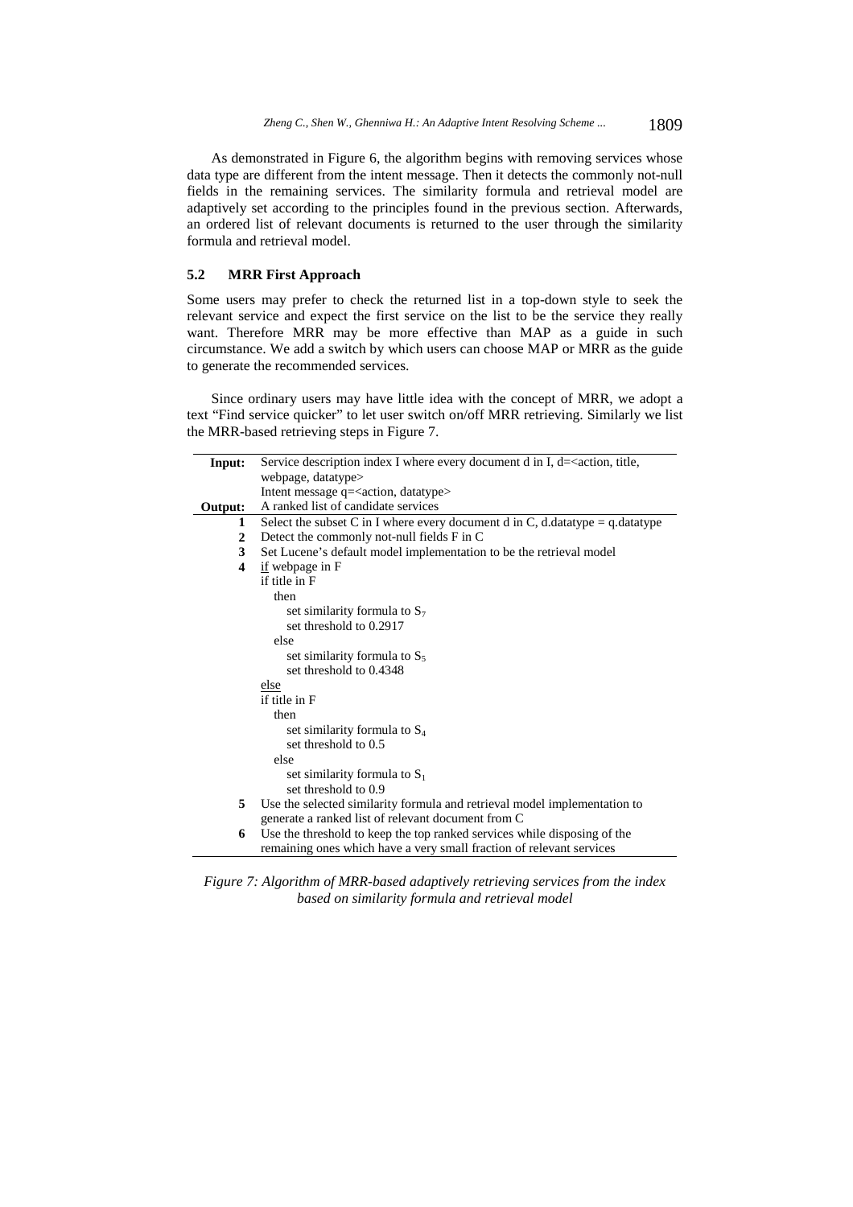As demonstrated in Figure 6, the algorithm begins with removing services whose data type are different from the intent message. Then it detects the commonly not-null fields in the remaining services. The similarity formula and retrieval model are adaptively set according to the principles found in the previous section. Afterwards, an ordered list of relevant documents is returned to the user through the similarity formula and retrieval model.

### 5.2 MRR First Approach

Some users may prefer to check the returned list in a top-down style to seek the relevant service and expect the first service on the list to be the service they really want. Therefore MRR may be more effective than MAP as a guide in such circumstance. We add a switch by which users can choose MAP or MRR as the guide to generate the recommended services.

Since ordinary users may have little idea with the concept of MRR, we adopt a text "Find service quicker" to let user switch on/off MRR retrieving. Similarly we list the MRR-based retrieving steps in Figure 7.

```
Input:   Service description index I where every document d in I, d=<action, title,
         webpage, datatype>
         Intent message q=<action, datatype>
Output:  A ranked list of candidate services
   1     Select the subset C in I where every document d in C, d.datatype = q.datatype
   2     Detect the commonly not-null fields F in C
   3     Set Lucene's default model implementation to be the retrieval model
   4     if webpage in F
         if title in F
            then
               set similarity formula to S7
               set threshold to 0.2917
            else
               set similarity formula to S5
               set threshold to 0.4348
         else
         if title in F
            then
               set similarity formula to S4
               set threshold to 0.5
            else
               set similarity formula to S1
               set threshold to 0.9
   5     Use the selected similarity formula and retrieval model implementation to
         generate a ranked list of relevant document from C
   6     Use the threshold to keep the top ranked services while disposing of the
         remaining ones which have a very small fraction of relevant services
```

*Figure 7: Algorithm of MRR-based adaptively retrieving services from the index based on similarity formula and retrieval model*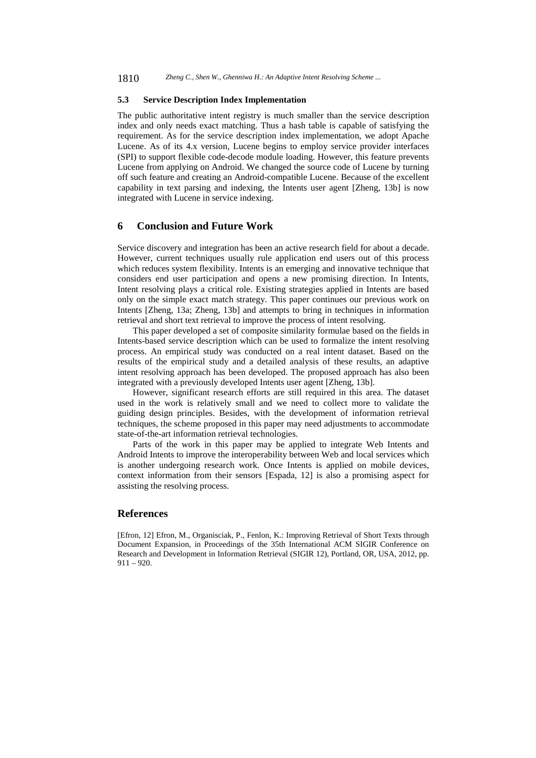### 5.3 Service Description Index Implementation

The public authoritative intent registry is much smaller than the service description index and only needs exact matching. Thus a hash table is capable of satisfying the requirement. As for the service description index implementation, we adopt Apache Lucene. As of its 4.x version, Lucene begins to employ service provider interfaces (SPI) to support flexible code-decode module loading. However, this feature prevents Lucene from applying on Android. We changed the source code of Lucene by turning off such feature and creating an Android-compatible Lucene. Because of the excellent capability in text parsing and indexing, the Intents user agent [Zheng, 13b] is now integrated with Lucene in service indexing.

## 6 Conclusion and Future Work

Service discovery and integration has been an active research field for about a decade. However, current techniques usually rule application end users out of this process which reduces system flexibility. Intents is an emerging and innovative technique that considers end user participation and opens a new promising direction. In Intents, Intent resolving plays a critical role. Existing strategies applied in Intents are based only on the simple exact match strategy. This paper continues our previous work on Intents [Zheng, 13a; Zheng, 13b] and attempts to bring in techniques in information retrieval and short text retrieval to improve the process of intent resolving.

This paper developed a set of composite similarity formulae based on the fields in Intents-based service description which can be used to formalize the intent resolving process. An empirical study was conducted on a real intent dataset. Based on the results of the empirical study and a detailed analysis of these results, an adaptive intent resolving approach has been developed. The proposed approach has also been integrated with a previously developed Intents user agent [Zheng, 13b].

However, significant research efforts are still required in this area. The dataset used in the work is relatively small and we need to collect more to validate the guiding design principles. Besides, with the development of information retrieval techniques, the scheme proposed in this paper may need adjustments to accommodate state-of-the-art information retrieval technologies.

Parts of the work in this paper may be applied to integrate Web Intents and Android Intents to improve the interoperability between Web and local services which is another undergoing research work. Once Intents is applied on mobile devices, context information from their sensors [Espada, 12] is also a promising aspect for assisting the resolving process.

## References

[Efron, 12] Efron, M., Organisciak, P., Fenlon, K.: Improving Retrieval of Short Texts through Document Expansion, in Proceedings of the 35th International ACM SIGIR Conference on Research and Development in Information Retrieval (SIGIR 12), Portland, OR, USA, 2012, pp. 911 – 920.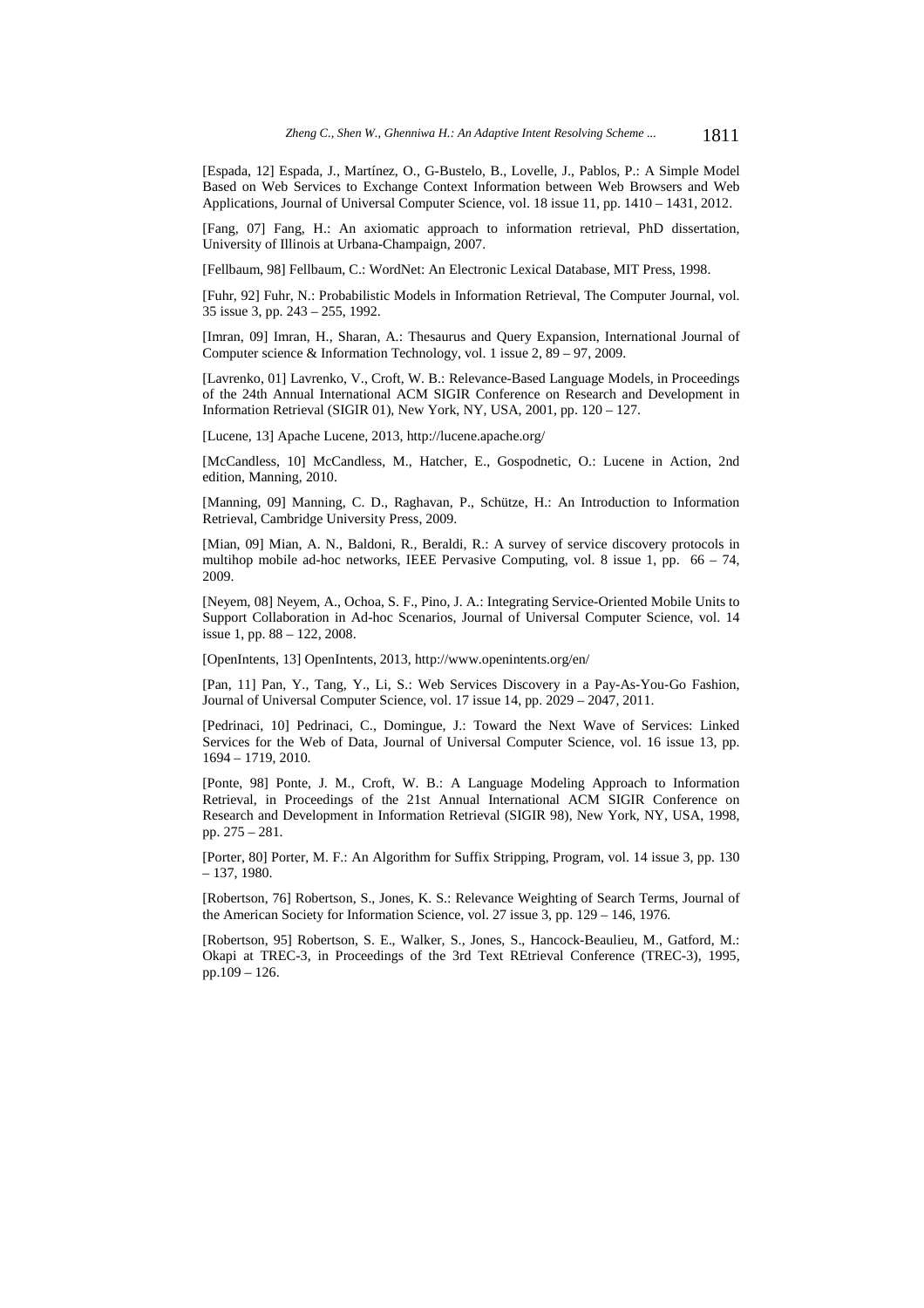[Espada, 12] Espada, J., Martínez, O., G-Bustelo, B., Lovelle, J., Pablos, P.: A Simple Model Based on Web Services to Exchange Context Information between Web Browsers and Web Applications, Journal of Universal Computer Science, vol. 18 issue 11, pp. 1410 – 1431, 2012.

[Fang, 07] Fang, H.: An axiomatic approach to information retrieval, PhD dissertation, University of Illinois at Urbana-Champaign, 2007.

[Fellbaum, 98] Fellbaum, C.: WordNet: An Electronic Lexical Database, MIT Press, 1998.

[Fuhr, 92] Fuhr, N.: Probabilistic Models in Information Retrieval, The Computer Journal, vol. 35 issue 3, pp. 243 – 255, 1992.

[Imran, 09] Imran, H., Sharan, A.: Thesaurus and Query Expansion, International Journal of Computer science & Information Technology, vol. 1 issue 2, 89 – 97, 2009.

[Lavrenko, 01] Lavrenko, V., Croft, W. B.: Relevance-Based Language Models, in Proceedings of the 24th Annual International ACM SIGIR Conference on Research and Development in Information Retrieval (SIGIR 01), New York, NY, USA, 2001, pp. 120 – 127.

[Lucene, 13] Apache Lucene, 2013, http://lucene.apache.org/

[McCandless, 10] McCandless, M., Hatcher, E., Gospodnetic, O.: Lucene in Action, 2nd edition, Manning, 2010.

[Manning, 09] Manning, C. D., Raghavan, P., Schütze, H.: An Introduction to Information Retrieval, Cambridge University Press, 2009.

[Mian, 09] Mian, A. N., Baldoni, R., Beraldi, R.: A survey of service discovery protocols in multihop mobile ad-hoc networks, IEEE Pervasive Computing, vol. 8 issue 1, pp. 66 – 74, 2009.

[Neyem, 08] Neyem, A., Ochoa, S. F., Pino, J. A.: Integrating Service-Oriented Mobile Units to Support Collaboration in Ad-hoc Scenarios, Journal of Universal Computer Science, vol. 14 issue 1, pp. 88 – 122, 2008.

[OpenIntents, 13] OpenIntents, 2013, http://www.openintents.org/en/

[Pan, 11] Pan, Y., Tang, Y., Li, S.: Web Services Discovery in a Pay-As-You-Go Fashion, Journal of Universal Computer Science, vol. 17 issue 14, pp. 2029 – 2047, 2011.

[Pedrinaci, 10] Pedrinaci, C., Domingue, J.: Toward the Next Wave of Services: Linked Services for the Web of Data, Journal of Universal Computer Science, vol. 16 issue 13, pp. 1694 – 1719, 2010.

[Ponte, 98] Ponte, J. M., Croft, W. B.: A Language Modeling Approach to Information Retrieval, in Proceedings of the 21st Annual International ACM SIGIR Conference on Research and Development in Information Retrieval (SIGIR 98), New York, NY, USA, 1998, pp. 275 – 281.

[Porter, 80] Porter, M. F.: An Algorithm for Suffix Stripping, Program, vol. 14 issue 3, pp. 130 – 137, 1980.

[Robertson, 76] Robertson, S., Jones, K. S.: Relevance Weighting of Search Terms, Journal of the American Society for Information Science, vol. 27 issue 3, pp. 129 – 146, 1976.

[Robertson, 95] Robertson, S. E., Walker, S., Jones, S., Hancock-Beaulieu, M., Gatford, M.: Okapi at TREC-3, in Proceedings of the 3rd Text REtrieval Conference (TREC-3), 1995, pp.109 – 126.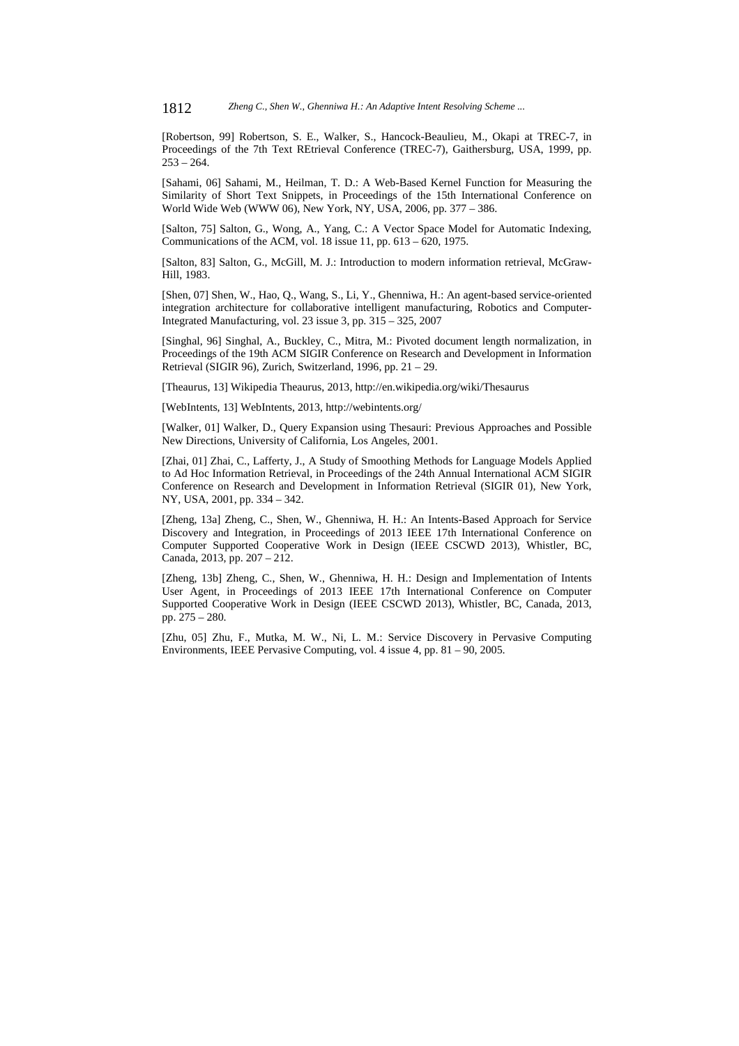[Robertson, 99] Robertson, S. E., Walker, S., Hancock-Beaulieu, M., Okapi at TREC-7, in Proceedings of the 7th Text REtrieval Conference (TREC-7), Gaithersburg, USA, 1999, pp. 253 – 264.

[Sahami, 06] Sahami, M., Heilman, T. D.: A Web-Based Kernel Function for Measuring the Similarity of Short Text Snippets, in Proceedings of the 15th International Conference on World Wide Web (WWW 06), New York, NY, USA, 2006, pp. 377 – 386.

[Salton, 75] Salton, G., Wong, A., Yang, C.: A Vector Space Model for Automatic Indexing, Communications of the ACM, vol. 18 issue 11, pp. 613 – 620, 1975.

[Salton, 83] Salton, G., McGill, M. J.: Introduction to modern information retrieval, McGraw-Hill, 1983.

[Shen, 07] Shen, W., Hao, Q., Wang, S., Li, Y., Ghenniwa, H.: An agent-based service-oriented integration architecture for collaborative intelligent manufacturing, Robotics and Computer-Integrated Manufacturing, vol. 23 issue 3, pp. 315 – 325, 2007

[Singhal, 96] Singhal, A., Buckley, C., Mitra, M.: Pivoted document length normalization, in Proceedings of the 19th ACM SIGIR Conference on Research and Development in Information Retrieval (SIGIR 96), Zurich, Switzerland, 1996, pp. 21 – 29.

[Theaurus, 13] Wikipedia Theaurus, 2013, http://en.wikipedia.org/wiki/Thesaurus

[WebIntents, 13] WebIntents, 2013, http://webintents.org/

[Walker, 01] Walker, D., Query Expansion using Thesauri: Previous Approaches and Possible New Directions, University of California, Los Angeles, 2001.

[Zhai, 01] Zhai, C., Lafferty, J., A Study of Smoothing Methods for Language Models Applied to Ad Hoc Information Retrieval, in Proceedings of the 24th Annual International ACM SIGIR Conference on Research and Development in Information Retrieval (SIGIR 01), New York, NY, USA, 2001, pp. 334 – 342.

[Zheng, 13a] Zheng, C., Shen, W., Ghenniwa, H. H.: An Intents-Based Approach for Service Discovery and Integration, in Proceedings of 2013 IEEE 17th International Conference on Computer Supported Cooperative Work in Design (IEEE CSCWD 2013), Whistler, BC, Canada, 2013, pp. 207 – 212.

[Zheng, 13b] Zheng, C., Shen, W., Ghenniwa, H. H.: Design and Implementation of Intents User Agent, in Proceedings of 2013 IEEE 17th International Conference on Computer Supported Cooperative Work in Design (IEEE CSCWD 2013), Whistler, BC, Canada, 2013, pp. 275 – 280.

[Zhu, 05] Zhu, F., Mutka, M. W., Ni, L. M.: Service Discovery in Pervasive Computing Environments, IEEE Pervasive Computing, vol. 4 issue 4, pp. 81 – 90, 2005.